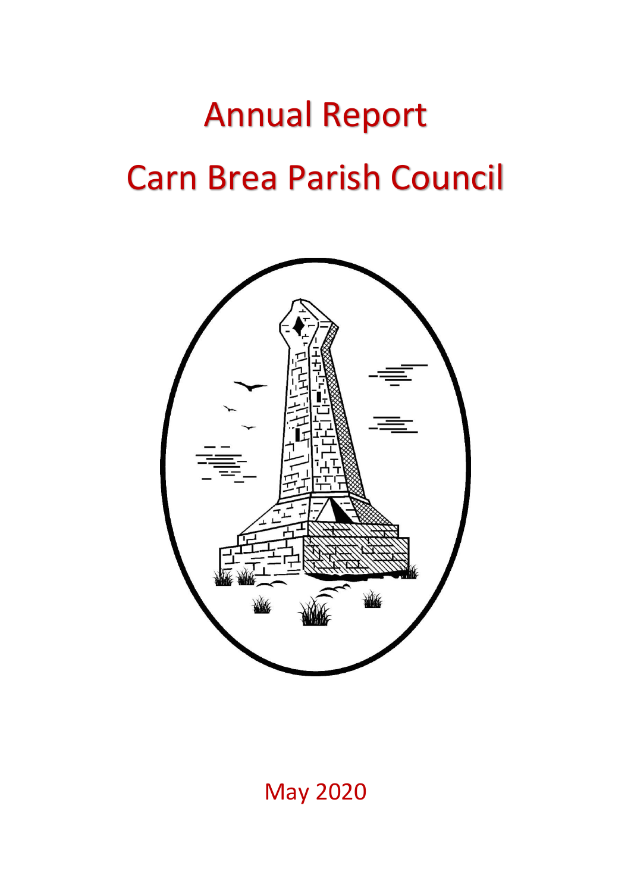# Annual Report

# Carn Brea Parish Council

May 2020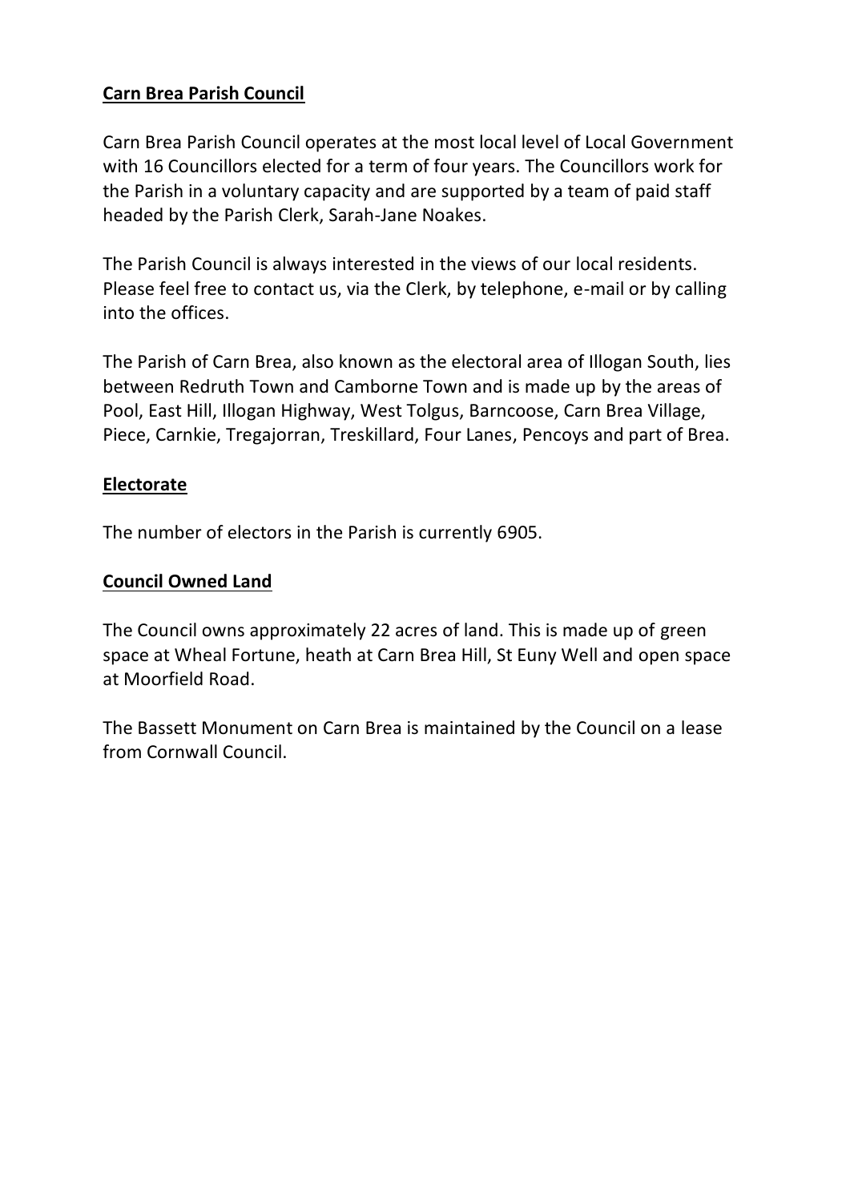## Carn Brea Parish Council

Carn Brea Parish Council operates at the most local level of Local Government with 16 Councillors elected for a term of four years. The Councillors work for the Parish in a voluntary capacity and are supported by a team of paid staff headed by the Parish Clerk, Sarah-Jane Noakes.

The Parish Council is always interested in the views of our local residents. Please feel free to contact us, via the Clerk, by telephone, e-mail or by calling into the offices.

The Parish of Carn Brea, also known as the electoral area of Illogan South, lies between Redruth Town and Camborne Town and is made up by the areas of Pool, East Hill, Illogan Highway, West Tolgus, Barncoose, Carn Brea Village, Piece, Carnkie, Tregajorran, Treskillard, Four Lanes, Pencoys and part of Brea.

## Electorate

The number of electors in the Parish is currently 6905.

## Council Owned Land

The Council owns approximately 22 acres of land. This is made up of green space at Wheal Fortune, heath at Carn Brea Hill, St Euny Well and open space at Moorfield Road.

The Bassett Monument on Carn Brea is maintained by the Council on a lease from Cornwall Council.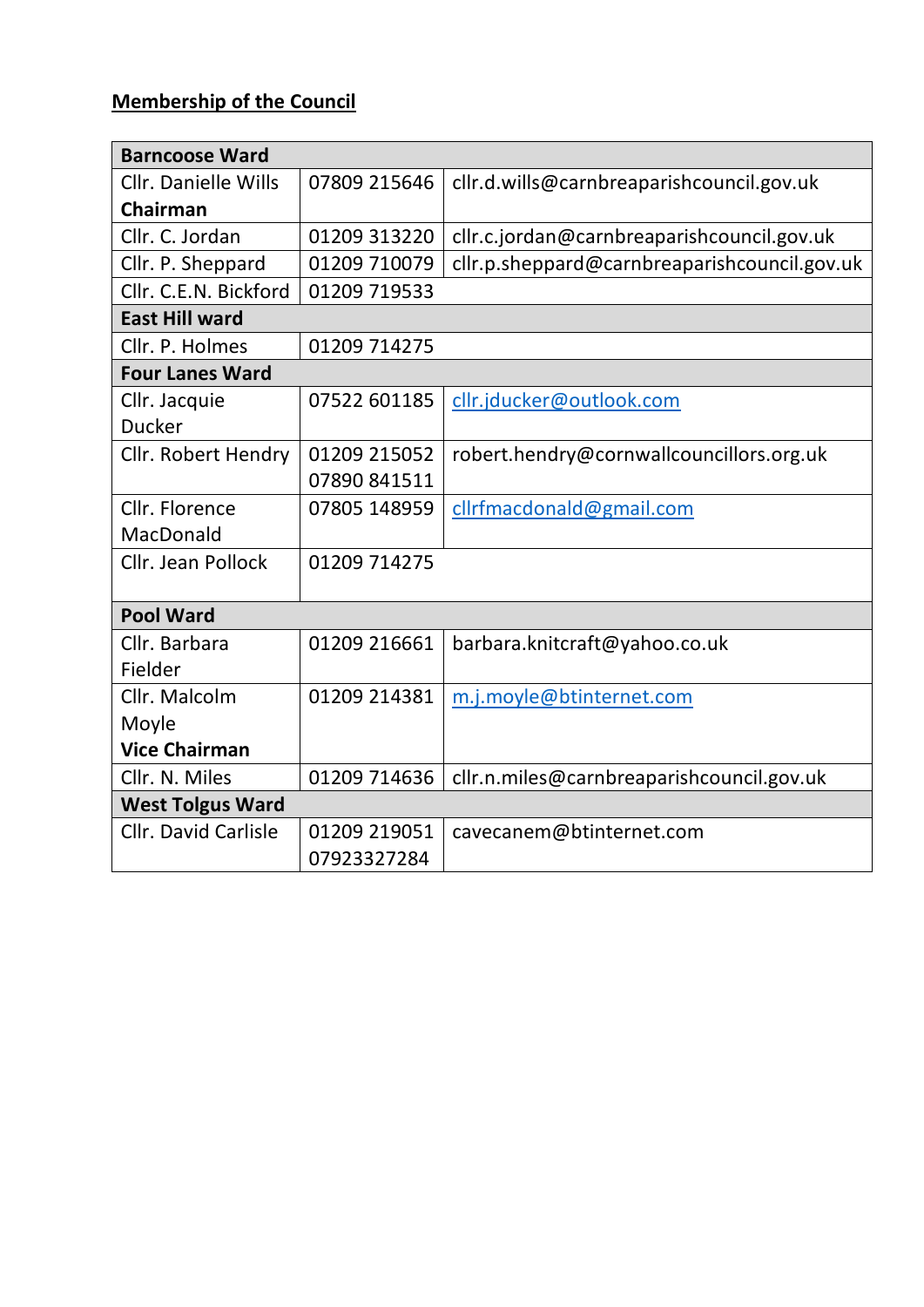## Membership of the Council

| Barncoose Ward | | |
|---|---|---|
| Cllr. Danielle Wills **Chairman** | 07809 215646 | cllr.d.wills@carnbreaparishcouncil.gov.uk |
| Cllr. C. Jordan | 01209 313220 | cllr.c.jordan@carnbreaparishcouncil.gov.uk |
| Cllr. P. Sheppard | 01209 710079 | cllr.p.sheppard@carnbreaparishcouncil.gov.uk |
| Cllr. C.E.N. Bickford | 01209 719533 | |
| **East Hill ward** | | |
| Cllr. P. Holmes | 01209 714275 | |
| **Four Lanes Ward** | | |
| Cllr. Jacquie Ducker | 07522 601185 | cllr.jducker@outlook.com |
| Cllr. Robert Hendry | 01209 215052 07890 841511 | robert.hendry@cornwallcouncillors.org.uk |
| Cllr. Florence MacDonald | 07805 148959 | cllrfmacdonald@gmail.com |
| Cllr. Jean Pollock | 01209 714275 | |
| **Pool Ward** | | |
| Cllr. Barbara Fielder | 01209 216661 | barbara.knitcraft@yahoo.co.uk |
| Cllr. Malcolm Moyle **Vice Chairman** | 01209 214381 | m.j.moyle@btinternet.com |
| Cllr. N. Miles | 01209 714636 | cllr.n.miles@carnbreaparishcouncil.gov.uk |
| **West Tolgus Ward** | | |
| Cllr. David Carlisle | 01209 219051 07923327284 | cavecanem@btinternet.com |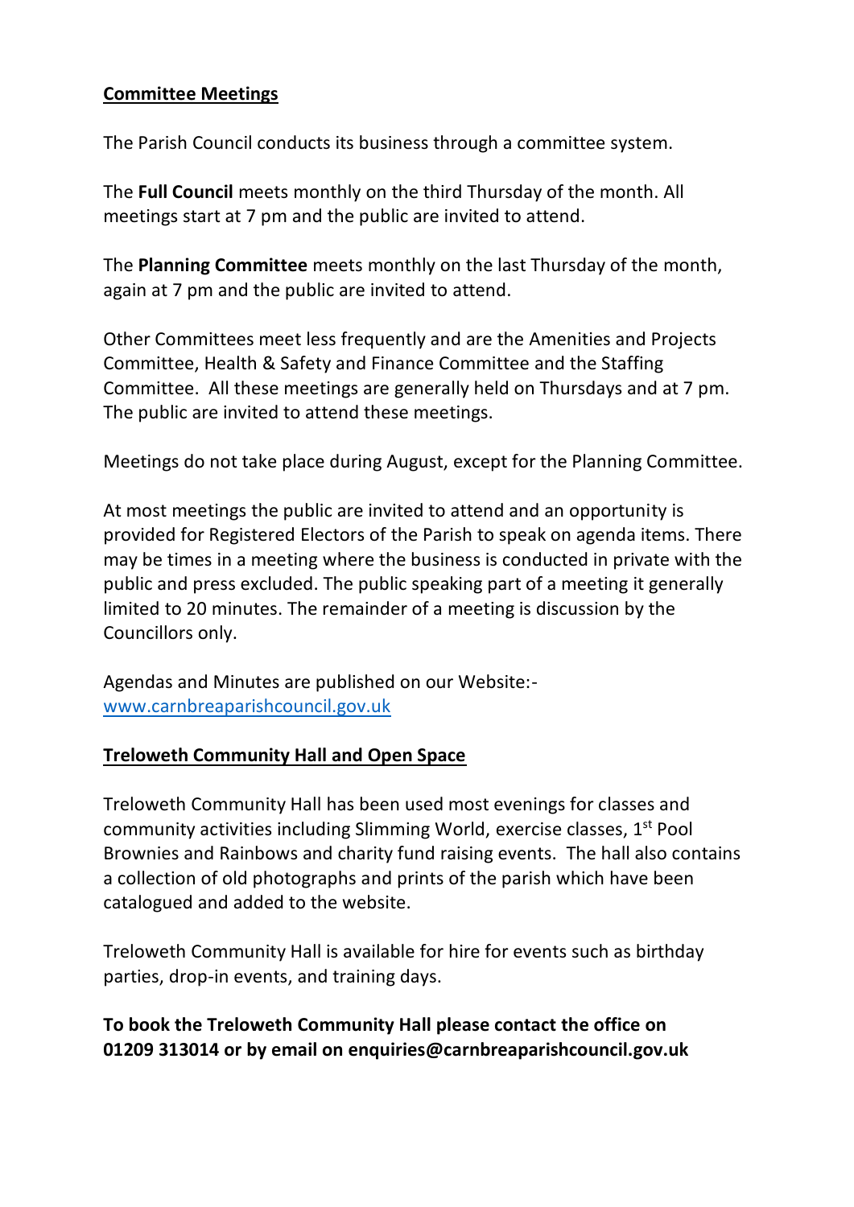## Committee Meetings

The Parish Council conducts its business through a committee system.

The **Full Council** meets monthly on the third Thursday of the month. All meetings start at 7 pm and the public are invited to attend.

The **Planning Committee** meets monthly on the last Thursday of the month, again at 7 pm and the public are invited to attend.

Other Committees meet less frequently and are the Amenities and Projects Committee, Health & Safety and Finance Committee and the Staffing Committee. All these meetings are generally held on Thursdays and at 7 pm. The public are invited to attend these meetings.

Meetings do not take place during August, except for the Planning Committee.

At most meetings the public are invited to attend and an opportunity is provided for Registered Electors of the Parish to speak on agenda items. There may be times in a meeting where the business is conducted in private with the public and press excluded. The public speaking part of a meeting it generally limited to 20 minutes. The remainder of a meeting is discussion by the Councillors only.

Agendas and Minutes are published on our Website:-
www.carnbreaparishcouncil.gov.uk

## Treloweth Community Hall and Open Space

Treloweth Community Hall has been used most evenings for classes and community activities including Slimming World, exercise classes, 1st Pool Brownies and Rainbows and charity fund raising events. The hall also contains a collection of old photographs and prints of the parish which have been catalogued and added to the website.

Treloweth Community Hall is available for hire for events such as birthday parties, drop-in events, and training days.

**To book the Treloweth Community Hall please contact the office on 01209 313014 or by email on enquiries@carnbreaparishcouncil.gov.uk**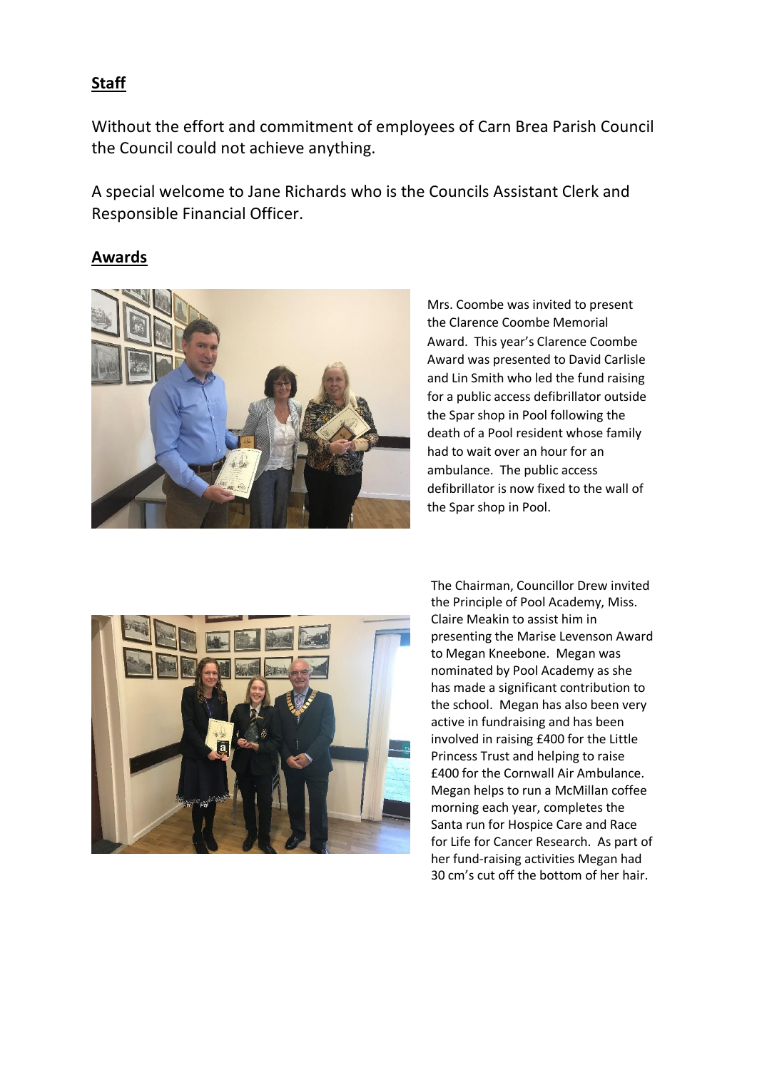## Staff

Without the effort and commitment of employees of Carn Brea Parish Council the Council could not achieve anything.

A special welcome to Jane Richards who is the Councils Assistant Clerk and Responsible Financial Officer.

## Awards

Mrs. Coombe was invited to present the Clarence Coombe Memorial Award. This year's Clarence Coombe Award was presented to David Carlisle and Lin Smith who led the fund raising for a public access defibrillator outside the Spar shop in Pool following the death of a Pool resident whose family had to wait over an hour for an ambulance. The public access defibrillator is now fixed to the wall of the Spar shop in Pool.

The Chairman, Councillor Drew invited the Principle of Pool Academy, Miss. Claire Meakin to assist him in presenting the Marise Levenson Award to Megan Kneebone. Megan was nominated by Pool Academy as she has made a significant contribution to the school. Megan has also been very active in fundraising and has been involved in raising £400 for the Little Princess Trust and helping to raise £400 for the Cornwall Air Ambulance. Megan helps to run a McMillan coffee morning each year, completes the Santa run for Hospice Care and Race for Life for Cancer Research. As part of her fund-raising activities Megan had 30 cm's cut off the bottom of her hair.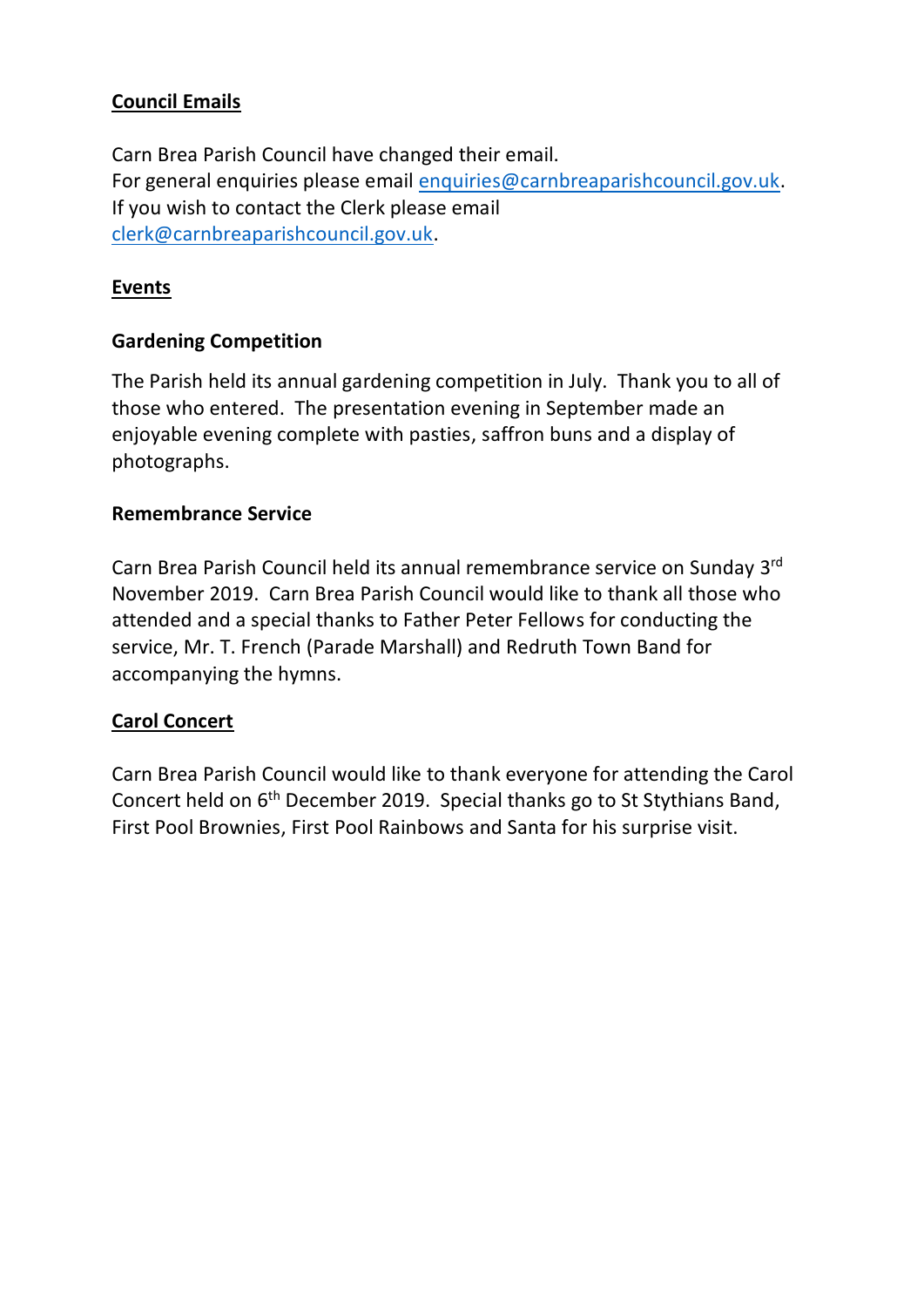## Council Emails

Carn Brea Parish Council have changed their email.
For general enquiries please email [enquiries@carnbreaparishcouncil.gov.uk](mailto:enquiries@carnbreaparishcouncil.gov.uk).
If you wish to contact the Clerk please email [clerk@carnbreaparishcouncil.gov.uk](mailto:clerk@carnbreaparishcouncil.gov.uk).

## Events

### Gardening Competition

The Parish held its annual gardening competition in July. Thank you to all of those who entered. The presentation evening in September made an enjoyable evening complete with pasties, saffron buns and a display of photographs.

### Remembrance Service

Carn Brea Parish Council held its annual remembrance service on Sunday 3rd November 2019. Carn Brea Parish Council would like to thank all those who attended and a special thanks to Father Peter Fellows for conducting the service, Mr. T. French (Parade Marshall) and Redruth Town Band for accompanying the hymns.

## Carol Concert

Carn Brea Parish Council would like to thank everyone for attending the Carol Concert held on 6th December 2019. Special thanks go to St Stythians Band, First Pool Brownies, First Pool Rainbows and Santa for his surprise visit.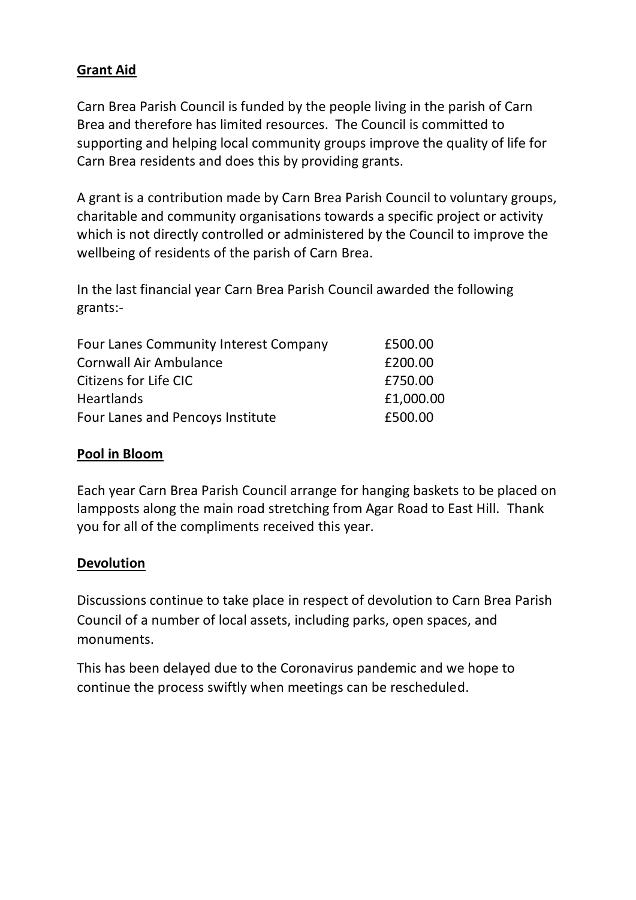## Grant Aid

Carn Brea Parish Council is funded by the people living in the parish of Carn Brea and therefore has limited resources. The Council is committed to supporting and helping local community groups improve the quality of life for Carn Brea residents and does this by providing grants.

A grant is a contribution made by Carn Brea Parish Council to voluntary groups, charitable and community organisations towards a specific project or activity which is not directly controlled or administered by the Council to improve the wellbeing of residents of the parish of Carn Brea.

In the last financial year Carn Brea Parish Council awarded the following grants:-

| | |
|---|---|
| Four Lanes Community Interest Company | £500.00 |
| Cornwall Air Ambulance | £200.00 |
| Citizens for Life CIC | £750.00 |
| Heartlands | £1,000.00 |
| Four Lanes and Pencoys Institute | £500.00 |

## Pool in Bloom

Each year Carn Brea Parish Council arrange for hanging baskets to be placed on lampposts along the main road stretching from Agar Road to East Hill. Thank you for all of the compliments received this year.

## Devolution

Discussions continue to take place in respect of devolution to Carn Brea Parish Council of a number of local assets, including parks, open spaces, and monuments.

This has been delayed due to the Coronavirus pandemic and we hope to continue the process swiftly when meetings can be rescheduled.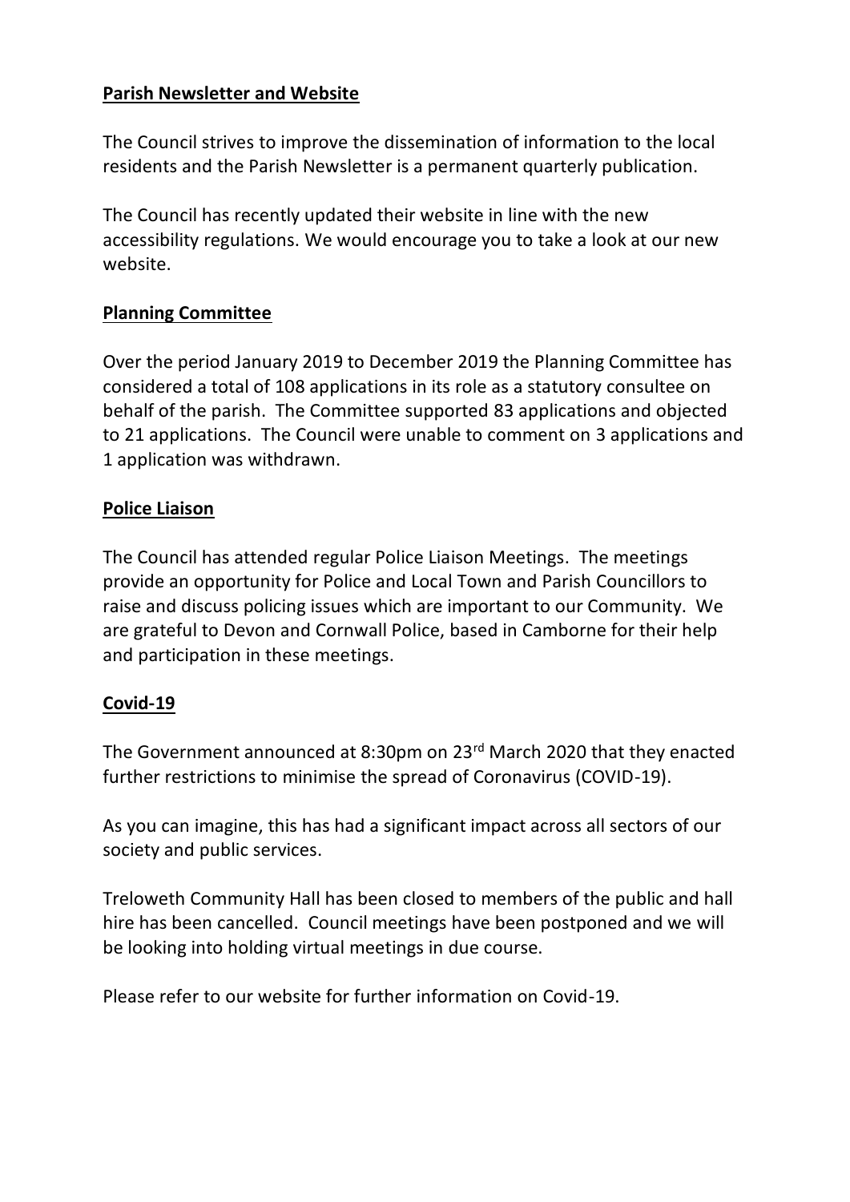## Parish Newsletter and Website

The Council strives to improve the dissemination of information to the local residents and the Parish Newsletter is a permanent quarterly publication.

The Council has recently updated their website in line with the new accessibility regulations. We would encourage you to take a look at our new website.

## Planning Committee

Over the period January 2019 to December 2019 the Planning Committee has considered a total of 108 applications in its role as a statutory consultee on behalf of the parish. The Committee supported 83 applications and objected to 21 applications. The Council were unable to comment on 3 applications and 1 application was withdrawn.

## Police Liaison

The Council has attended regular Police Liaison Meetings. The meetings provide an opportunity for Police and Local Town and Parish Councillors to raise and discuss policing issues which are important to our Community. We are grateful to Devon and Cornwall Police, based in Camborne for their help and participation in these meetings.

## Covid-19

The Government announced at 8:30pm on 23rd March 2020 that they enacted further restrictions to minimise the spread of Coronavirus (COVID-19).

As you can imagine, this has had a significant impact across all sectors of our society and public services.

Treloweth Community Hall has been closed to members of the public and hall hire has been cancelled. Council meetings have been postponed and we will be looking into holding virtual meetings in due course.

Please refer to our website for further information on Covid-19.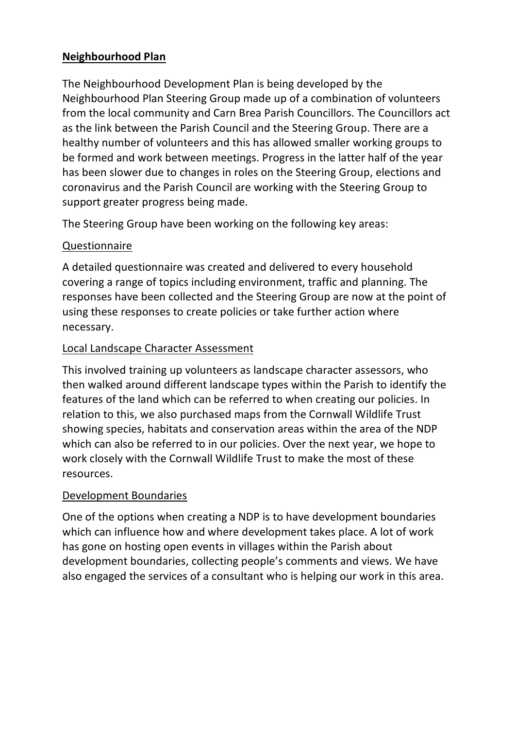## Neighbourhood Plan

The Neighbourhood Development Plan is being developed by the Neighbourhood Plan Steering Group made up of a combination of volunteers from the local community and Carn Brea Parish Councillors. The Councillors act as the link between the Parish Council and the Steering Group. There are a healthy number of volunteers and this has allowed smaller working groups to be formed and work between meetings. Progress in the latter half of the year has been slower due to changes in roles on the Steering Group, elections and coronavirus and the Parish Council are working with the Steering Group to support greater progress being made.

The Steering Group have been working on the following key areas:

### Questionnaire

A detailed questionnaire was created and delivered to every household covering a range of topics including environment, traffic and planning. The responses have been collected and the Steering Group are now at the point of using these responses to create policies or take further action where necessary.

### Local Landscape Character Assessment

This involved training up volunteers as landscape character assessors, who then walked around different landscape types within the Parish to identify the features of the land which can be referred to when creating our policies. In relation to this, we also purchased maps from the Cornwall Wildlife Trust showing species, habitats and conservation areas within the area of the NDP which can also be referred to in our policies. Over the next year, we hope to work closely with the Cornwall Wildlife Trust to make the most of these resources.

### Development Boundaries

One of the options when creating a NDP is to have development boundaries which can influence how and where development takes place. A lot of work has gone on hosting open events in villages within the Parish about development boundaries, collecting people's comments and views. We have also engaged the services of a consultant who is helping our work in this area.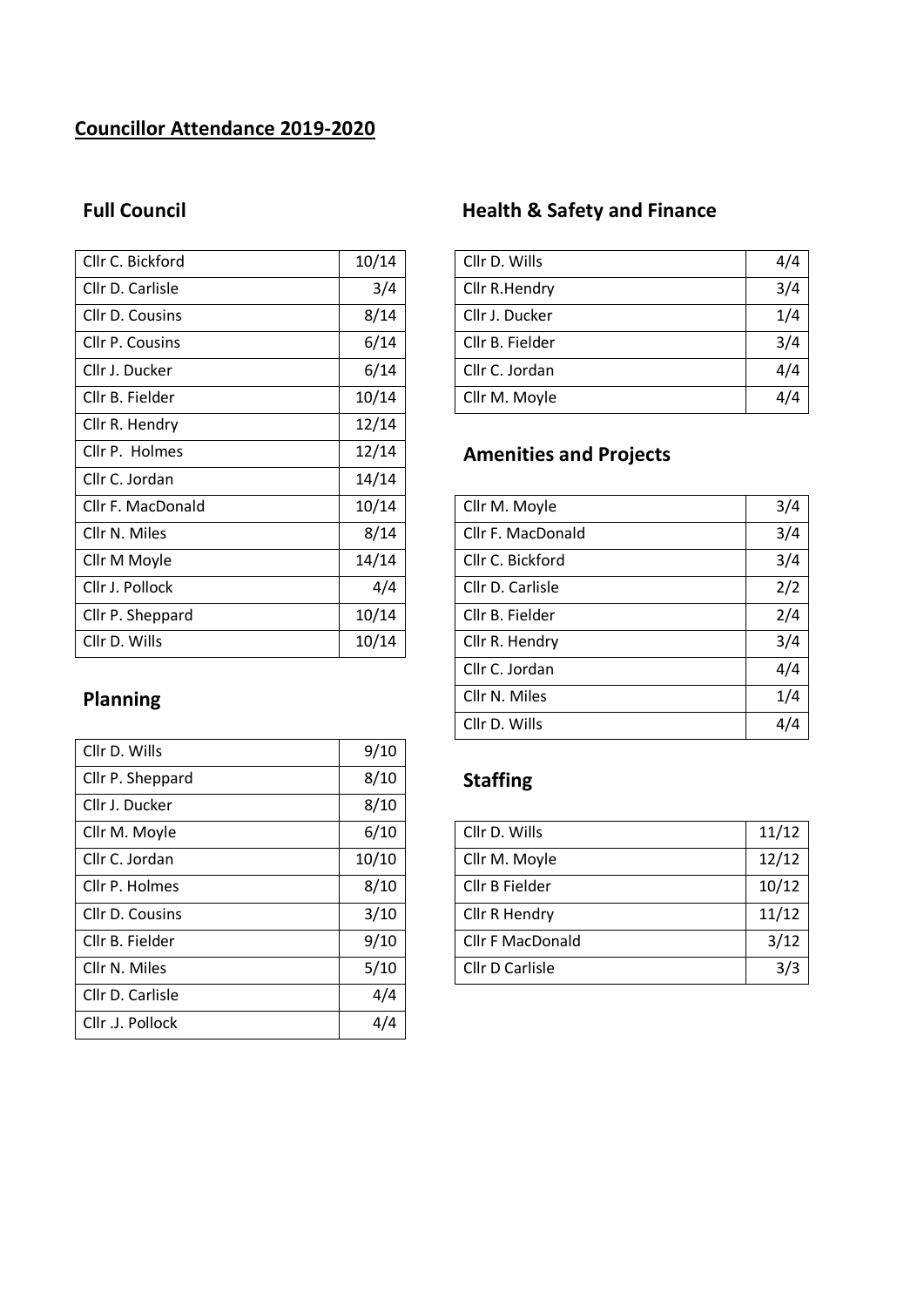# Councillor Attendance 2019-2020

## Full Council

| | |
|---|---|
| Cllr C. Bickford | 10/14 |
| Cllr D. Carlisle | 3/4 |
| Cllr D. Cousins | 8/14 |
| Cllr P. Cousins | 6/14 |
| Cllr J. Ducker | 6/14 |
| Cllr B. Fielder | 10/14 |
| Cllr R. Hendry | 12/14 |
| Cllr P.  Holmes | 12/14 |
| Cllr C. Jordan | 14/14 |
| Cllr F. MacDonald | 10/14 |
| Cllr N. Miles | 8/14 |
| Cllr M Moyle | 14/14 |
| Cllr J. Pollock | 4/4 |
| Cllr P. Sheppard | 10/14 |
| Cllr D. Wills | 10/14 |

## Planning

| | |
|---|---|
| Cllr D. Wills | 9/10 |
| Cllr P. Sheppard | 8/10 |
| Cllr J. Ducker | 8/10 |
| Cllr M. Moyle | 6/10 |
| Cllr C. Jordan | 10/10 |
| Cllr P. Holmes | 8/10 |
| Cllr D. Cousins | 3/10 |
| Cllr B. Fielder | 9/10 |
| Cllr N. Miles | 5/10 |
| Cllr D. Carlisle | 4/4 |
| Cllr .J. Pollock | 4/4 |

## Health & Safety and Finance

| | |
|---|---|
| Cllr D. Wills | 4/4 |
| Cllr R.Hendry | 3/4 |
| Cllr J. Ducker | 1/4 |
| Cllr B. Fielder | 3/4 |
| Cllr C. Jordan | 4/4 |
| Cllr M. Moyle | 4/4 |

## Amenities and Projects

| | |
|---|---|
| Cllr M. Moyle | 3/4 |
| Cllr F. MacDonald | 3/4 |
| Cllr C. Bickford | 3/4 |
| Cllr D. Carlisle | 2/2 |
| Cllr B. Fielder | 2/4 |
| Cllr R. Hendry | 3/4 |
| Cllr C. Jordan | 4/4 |
| Cllr N. Miles | 1/4 |
| Cllr D. Wills | 4/4 |

## Staffing

| | |
|---|---|
| Cllr D. Wills | 11/12 |
| Cllr M. Moyle | 12/12 |
| Cllr B Fielder | 10/12 |
| Cllr R Hendry | 11/12 |
| Cllr F MacDonald | 3/12 |
| Cllr D Carlisle | 3/3 |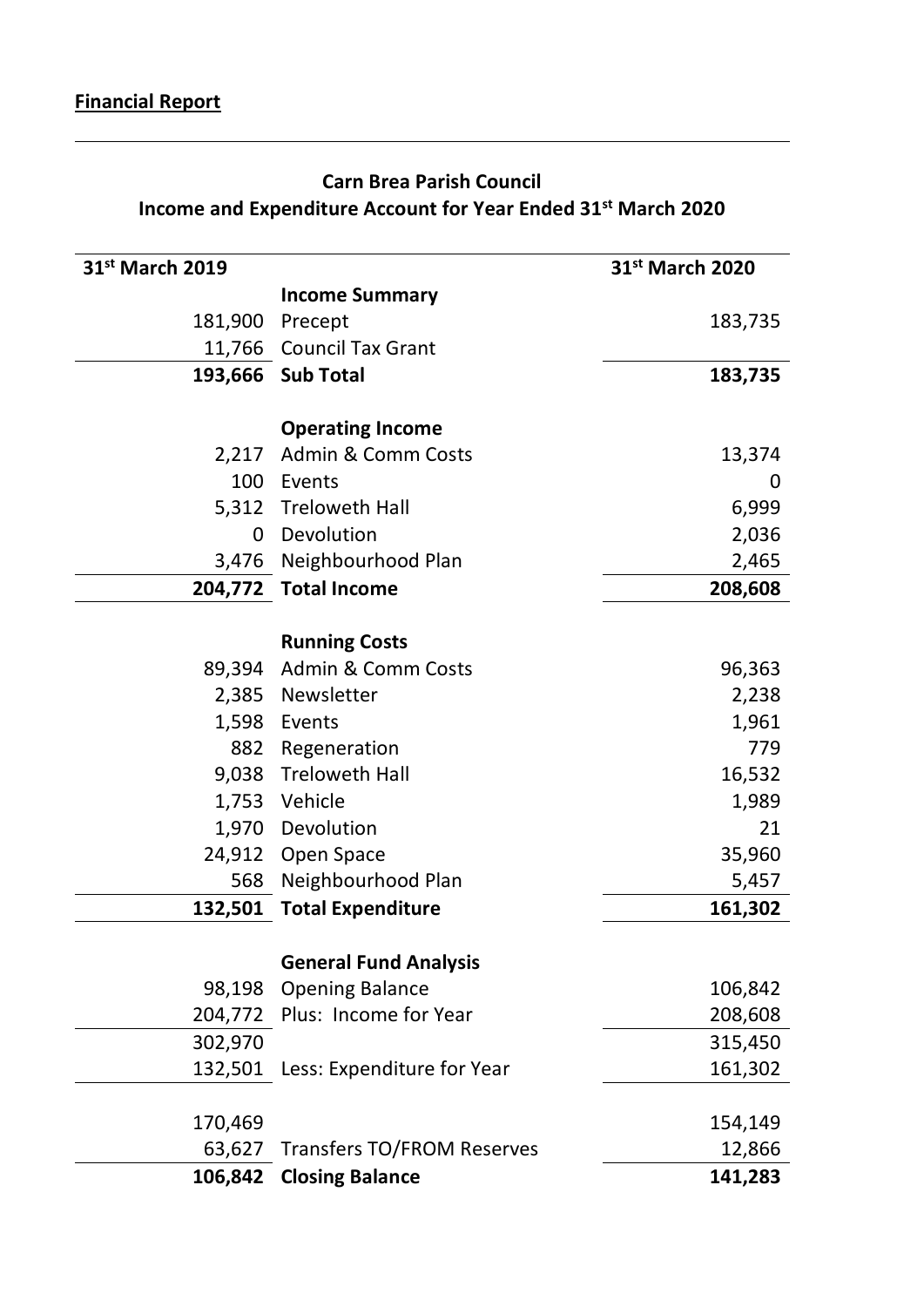**Financial Report**

---

**Carn Brea Parish Council**
**Income and Expenditure Account for Year Ended 31st March 2020**

| 31st March 2019 | | 31st March 2020 |
|---|---|---|
| | **Income Summary** | |
| 181,900 | Precept | 183,735 |
| 11,766 | Council Tax Grant | |
| **193,666** | **Sub Total** | **183,735** |
| | | |
| | **Operating Income** | |
| 2,217 | Admin & Comm Costs | 13,374 |
| 100 | Events | 0 |
| 5,312 | Treloweth Hall | 6,999 |
| 0 | Devolution | 2,036 |
| 3,476 | Neighbourhood Plan | 2,465 |
| **204,772** | **Total Income** | **208,608** |
| | | |
| | **Running Costs** | |
| 89,394 | Admin & Comm Costs | 96,363 |
| 2,385 | Newsletter | 2,238 |
| 1,598 | Events | 1,961 |
| 882 | Regeneration | 779 |
| 9,038 | Treloweth Hall | 16,532 |
| 1,753 | Vehicle | 1,989 |
| 1,970 | Devolution | 21 |
| 24,912 | Open Space | 35,960 |
| 568 | Neighbourhood Plan | 5,457 |
| **132,501** | **Total Expenditure** | **161,302** |
| | | |
| | **General Fund Analysis** | |
| 98,198 | Opening Balance | 106,842 |
| 204,772 | Plus: Income for Year | 208,608 |
| 302,970 | | 315,450 |
| 132,501 | Less: Expenditure for Year | 161,302 |
| | | |
| 170,469 | | 154,149 |
| 63,627 | Transfers TO/FROM Reserves | 12,866 |
| **106,842** | **Closing Balance** | **141,283** |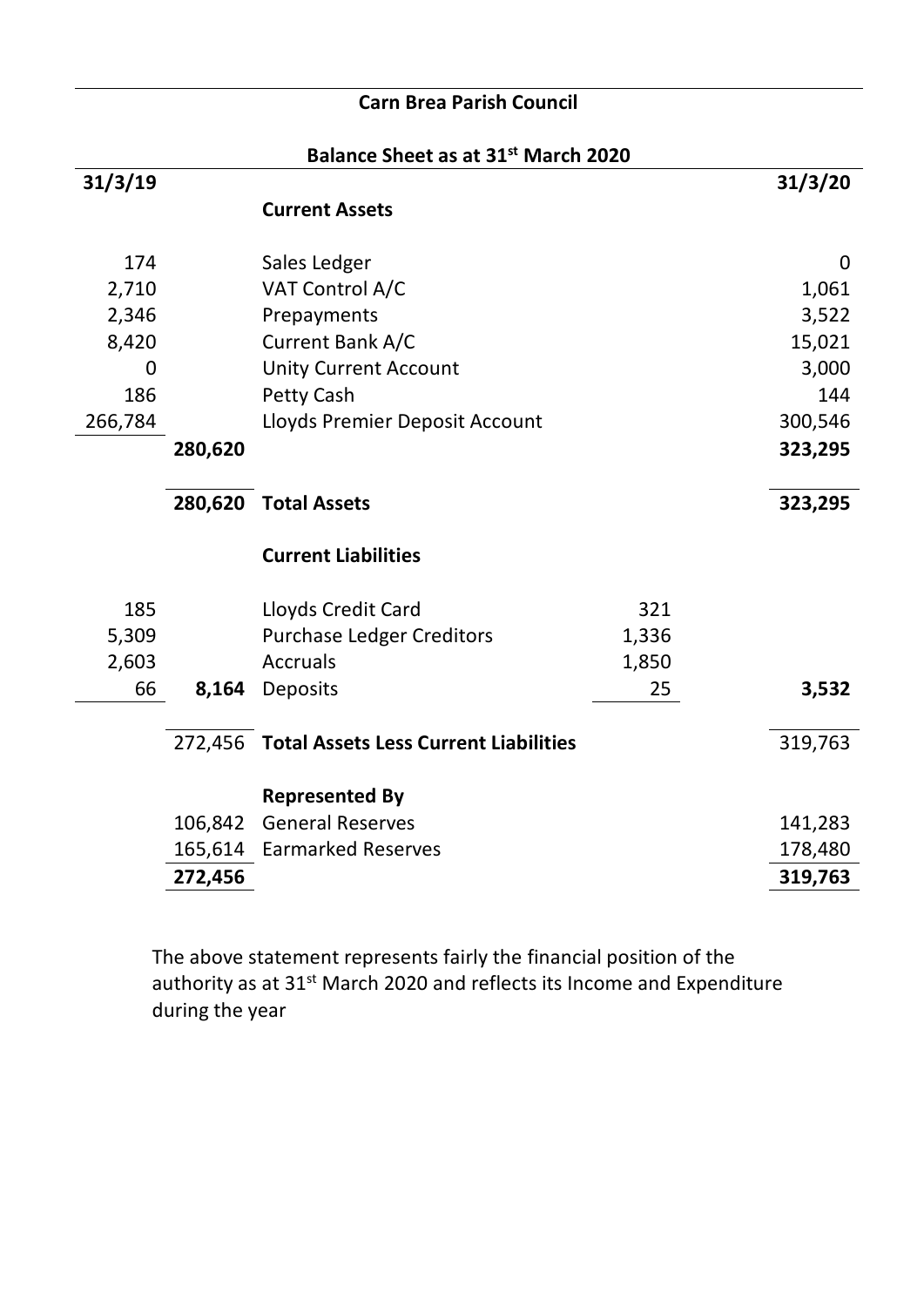## Carn Brea Parish Council

### Balance Sheet as at 31st March 2020

| 31/3/19 | | | | 31/3/20 |
|---|---|---|---|---|
| | | **Current Assets** | | |
| 174 | | Sales Ledger | | 0 |
| 2,710 | | VAT Control A/C | | 1,061 |
| 2,346 | | Prepayments | | 3,522 |
| 8,420 | | Current Bank A/C | | 15,021 |
| 0 | | Unity Current Account | | 3,000 |
| 186 | | Petty Cash | | 144 |
| 266,784 | | Lloyds Premier Deposit Account | | 300,546 |
| | **280,620** | | | **323,295** |
| | **280,620** | **Total Assets** | | **323,295** |
| | | **Current Liabilities** | | |
| 185 | | Lloyds Credit Card | 321 | |
| 5,309 | | Purchase Ledger Creditors | 1,336 | |
| 2,603 | | Accruals | 1,850 | |
| 66 | **8,164** | Deposits | 25 | **3,532** |
| | 272,456 | **Total Assets Less Current Liabilities** | | 319,763 |
| | | **Represented By** | | |
| | 106,842 | General Reserves | | 141,283 |
| | 165,614 | Earmarked Reserves | | 178,480 |
| | **272,456** | | | **319,763** |

The above statement represents fairly the financial position of the authority as at 31st March 2020 and reflects its Income and Expenditure during the year